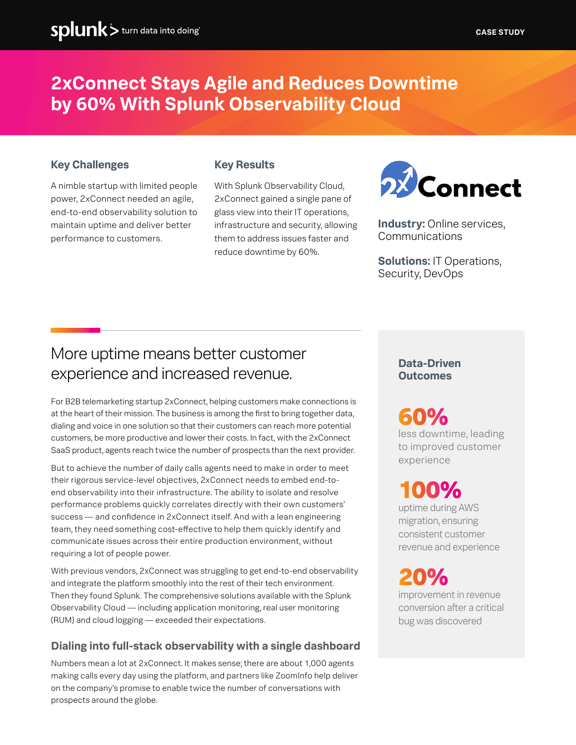# 2xConnect Stays Agile and Reduces Downtime by 60% With Splunk Observability Cloud

### Key Challenges

A nimble startup with limited people power, 2xConnect needed an agile, end-to-end observability solution to maintain uptime and deliver better performance to customers.

### Key Results

With Splunk Observability Cloud, 2xConnect gained a single pane of glass view into their IT operations, infrastructure and security, allowing them to address issues faster and reduce downtime by 60%.

**Industry:** Online services, Communications

**Solutions:** IT Operations, Security, DevOps

## More uptime means better customer experience and increased revenue.

For B2B telemarketing startup 2xConnect, helping customers make connections is at the heart of their mission. The business is among the first to bring together data, dialing and voice in one solution so that their customers can reach more potential customers, be more productive and lower their costs. In fact, with the 2xConnect SaaS product, agents reach twice the number of prospects than the next provider.

But to achieve the number of daily calls agents need to make in order to meet their rigorous service-level objectives, 2xConnect needs to embed end-to-end observability into their infrastructure. The ability to isolate and resolve performance problems quickly correlates directly with their own customers' success — and confidence in 2xConnect itself. And with a lean engineering team, they need something cost-effective to help them quickly identify and communicate issues across their entire production environment, without requiring a lot of people power.

With previous vendors, 2xConnect was struggling to get end-to-end observability and integrate the platform smoothly into the rest of their tech environment. Then they found Splunk. The comprehensive solutions available with the Splunk Observability Cloud — including application monitoring, real user monitoring (RUM) and cloud logging — exceeded their expectations.

### Dialing into full-stack observability with a single dashboard

Numbers mean a lot at 2xConnect. It makes sense; there are about 1,000 agents making calls every day using the platform, and partners like ZoomInfo help deliver on the company's promise to enable twice the number of conversations with prospects around the globe.

### Data-Driven Outcomes

**60%**
less downtime, leading to improved customer experience

**100%**
uptime during AWS migration, ensuring consistent customer revenue and experience

**20%**
improvement in revenue conversion after a critical bug was discovered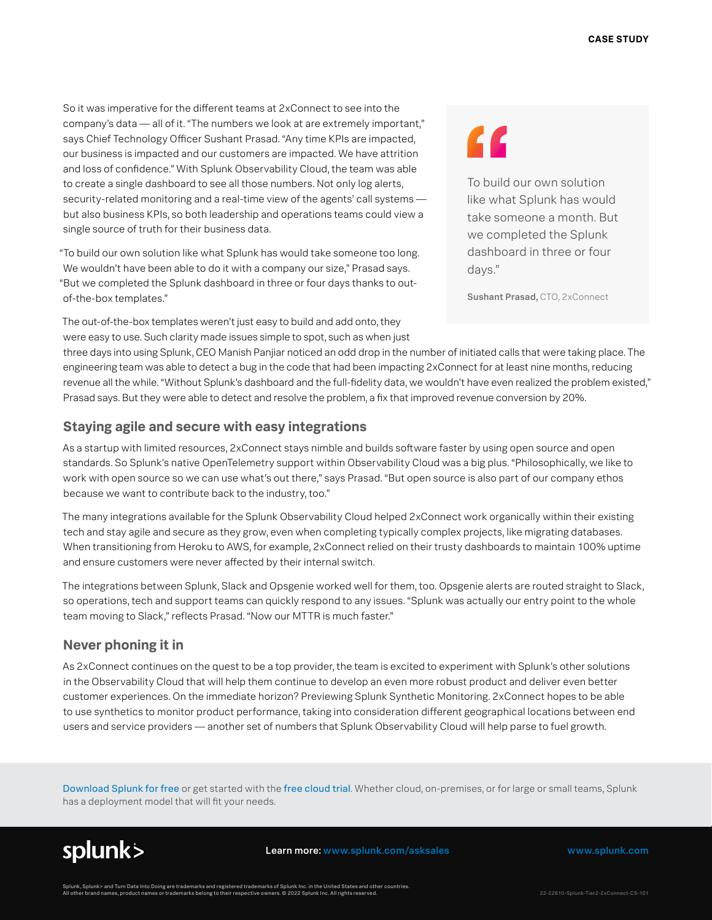So it was imperative for the different teams at 2xConnect to see into the company's data — all of it. "The numbers we look at are extremely important," says Chief Technology Officer Sushant Prasad. "Any time KPIs are impacted, our business is impacted and our customers are impacted. We have attrition and loss of confidence." With Splunk Observability Cloud, the team was able to create a single dashboard to see all those numbers. Not only log alerts, security-related monitoring and a real-time view of the agents' call systems — but also business KPIs, so both leadership and operations teams could view a single source of truth for their business data.

"To build our own solution like what Splunk has would take someone too long. We wouldn't have been able to do it with a company our size," Prasad says. "But we completed the Splunk dashboard in three or four days thanks to out-of-the-box templates."

> To build our own solution like what Splunk has would take someone a month. But we completed the Splunk dashboard in three or four days."
>
> **Sushant Prasad,** CTO, 2xConnect

The out-of-the-box templates weren't just easy to build and add onto, they were easy to use. Such clarity made issues simple to spot, such as when just three days into using Splunk, CEO Manish Panjiar noticed an odd drop in the number of initiated calls that were taking place. The engineering team was able to detect a bug in the code that had been impacting 2xConnect for at least nine months, reducing revenue all the while. "Without Splunk's dashboard and the full-fidelity data, we wouldn't have even realized the problem existed," Prasad says. But they were able to detect and resolve the problem, a fix that improved revenue conversion by 20%.

## Staying agile and secure with easy integrations

As a startup with limited resources, 2xConnect stays nimble and builds software faster by using open source and open standards. So Splunk's native OpenTelemetry support within Observability Cloud was a big plus. "Philosophically, we like to work with open source so we can use what's out there," says Prasad. "But open source is also part of our company ethos because we want to contribute back to the industry, too."

The many integrations available for the Splunk Observability Cloud helped 2xConnect work organically within their existing tech and stay agile and secure as they grow, even when completing typically complex projects, like migrating databases. When transitioning from Heroku to AWS, for example, 2xConnect relied on their trusty dashboards to maintain 100% uptime and ensure customers were never affected by their internal switch.

The integrations between Splunk, Slack and Opsgenie worked well for them, too. Opsgenie alerts are routed straight to Slack, so operations, tech and support teams can quickly respond to any issues. "Splunk was actually our entry point to the whole team moving to Slack," reflects Prasad. "Now our MTTR is much faster."

## Never phoning it in

As 2xConnect continues on the quest to be a top provider, the team is excited to experiment with Splunk's other solutions in the Observability Cloud that will help them continue to develop an even more robust product and deliver even better customer experiences. On the immediate horizon? Previewing Splunk Synthetic Monitoring. 2xConnect hopes to be able to use synthetics to monitor product performance, taking into consideration different geographical locations between end users and service providers — another set of numbers that Splunk Observability Cloud will help parse to fuel growth.

Download Splunk for free or get started with the free cloud trial. Whether cloud, on-premises, or for large or small teams, Splunk has a deployment model that will fit your needs.

splunk>

**Learn more:** www.splunk.com/asksales

www.splunk.com

Splunk, Splunk> and Turn Data Into Doing are trademarks and registered trademarks of Splunk Inc. in the United States and other countries. All other brand names, product names or trademarks belong to their respective owners. © 2022 Splunk Inc. All rights reserved.

22-22810-Splunk-Tier2-2xConnect-CS-101